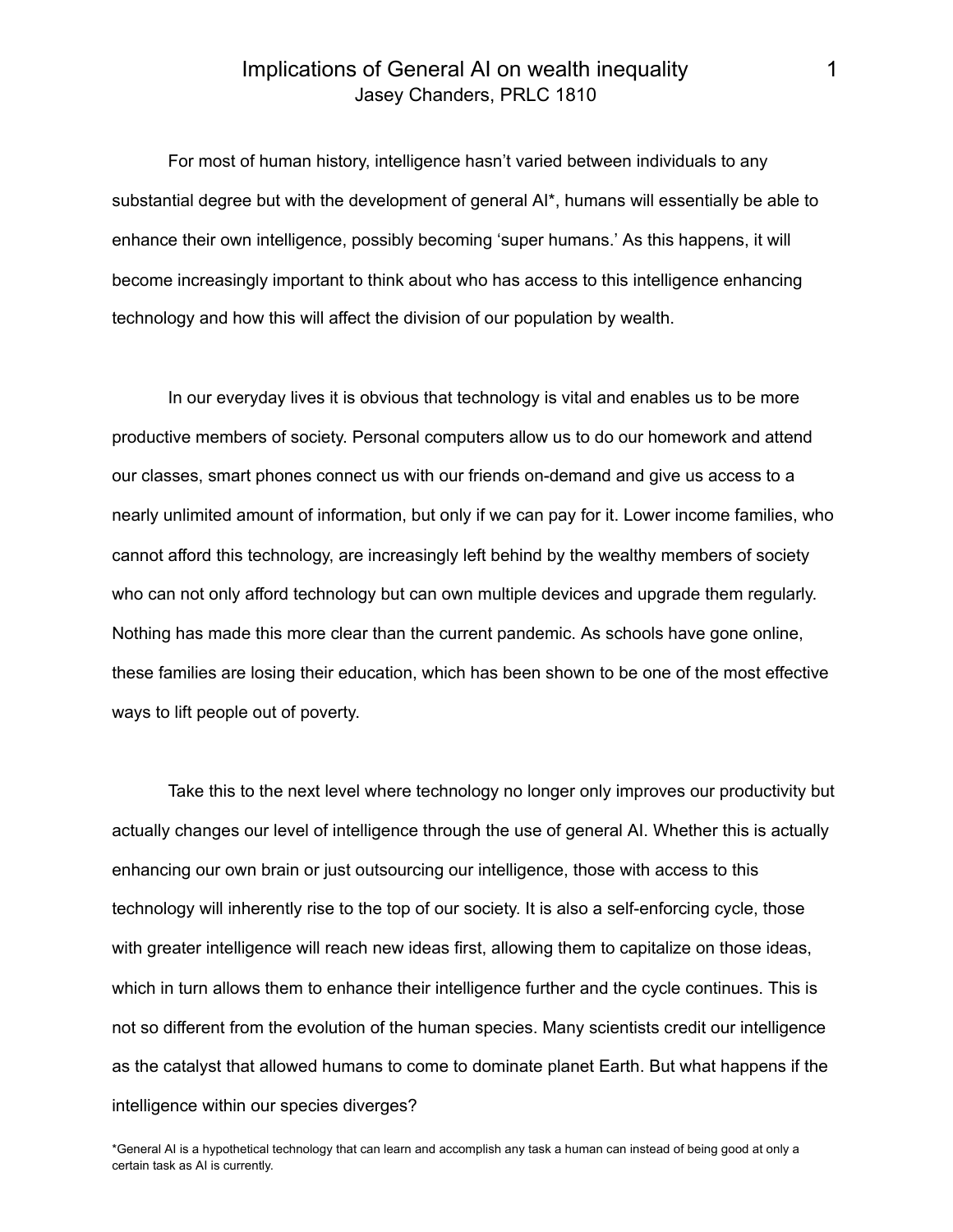# Implications of General AI on wealth inequality

Jasey Chanders, PRLC 1810

For most of human history, intelligence hasn't varied between individuals to any substantial degree but with the development of general AI*, humans will essentially be able to enhance their own intelligence, possibly becoming 'super humans.' As this happens, it will become increasingly important to think about who has access to this intelligence enhancing technology and how this will affect the division of our population by wealth.

In our everyday lives it is obvious that technology is vital and enables us to be more productive members of society. Personal computers allow us to do our homework and attend our classes, smart phones connect us with our friends on-demand and give us access to a nearly unlimited amount of information, but only if we can pay for it. Lower income families, who cannot afford this technology, are increasingly left behind by the wealthy members of society who can not only afford technology but can own multiple devices and upgrade them regularly. Nothing has made this more clear than the current pandemic. As schools have gone online, these families are losing their education, which has been shown to be one of the most effective ways to lift people out of poverty.

Take this to the next level where technology no longer only improves our productivity but actually changes our level of intelligence through the use of general AI. Whether this is actually enhancing our own brain or just outsourcing our intelligence, those with access to this technology will inherently rise to the top of our society. It is also a self-enforcing cycle, those with greater intelligence will reach new ideas first, allowing them to capitalize on those ideas, which in turn allows them to enhance their intelligence further and the cycle continues. This is not so different from the evolution of the human species. Many scientists credit our intelligence as the catalyst that allowed humans to come to dominate planet Earth. But what happens if the intelligence within our species diverges?

*General AI is a hypothetical technology that can learn and accomplish any task a human can instead of being good at only a certain task as AI is currently.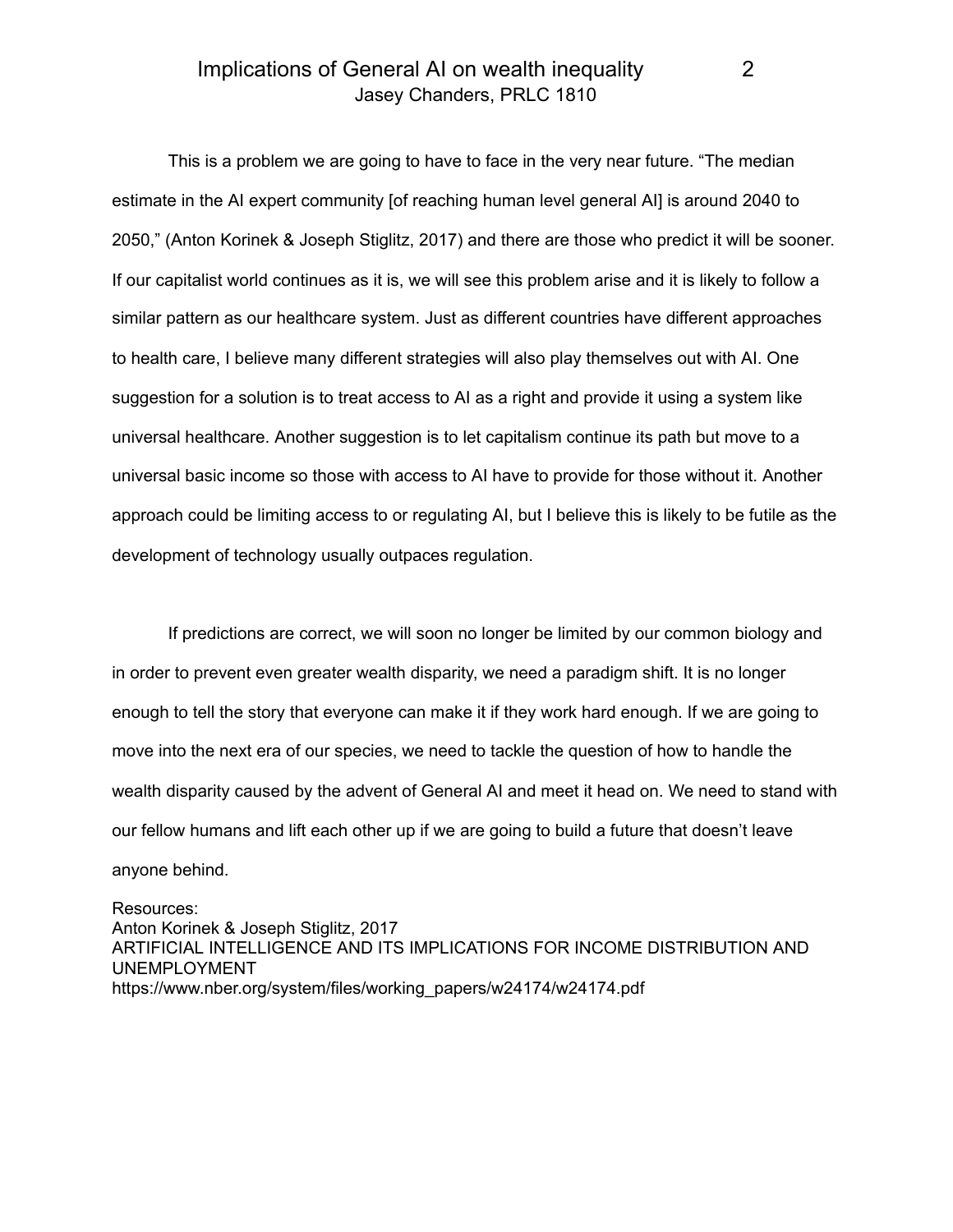This is a problem we are going to have to face in the very near future. “The median estimate in the AI expert community [of reaching human level general AI] is around 2040 to 2050,” (Anton Korinek & Joseph Stiglitz, 2017) and there are those who predict it will be sooner. If our capitalist world continues as it is, we will see this problem arise and it is likely to follow a similar pattern as our healthcare system. Just as different countries have different approaches to health care, I believe many different strategies will also play themselves out with AI. One suggestion for a solution is to treat access to AI as a right and provide it using a system like universal healthcare. Another suggestion is to let capitalism continue its path but move to a universal basic income so those with access to AI have to provide for those without it. Another approach could be limiting access to or regulating AI, but I believe this is likely to be futile as the development of technology usually outpaces regulation.

If predictions are correct, we will soon no longer be limited by our common biology and in order to prevent even greater wealth disparity, we need a paradigm shift. It is no longer enough to tell the story that everyone can make it if they work hard enough. If we are going to move into the next era of our species, we need to tackle the question of how to handle the wealth disparity caused by the advent of General AI and meet it head on. We need to stand with our fellow humans and lift each other up if we are going to build a future that doesn’t leave anyone behind.

Resources:
Anton Korinek & Joseph Stiglitz, 2017
ARTIFICIAL INTELLIGENCE AND ITS IMPLICATIONS FOR INCOME DISTRIBUTION AND UNEMPLOYMENT
https://www.nber.org/system/files/working_papers/w24174/w24174.pdf